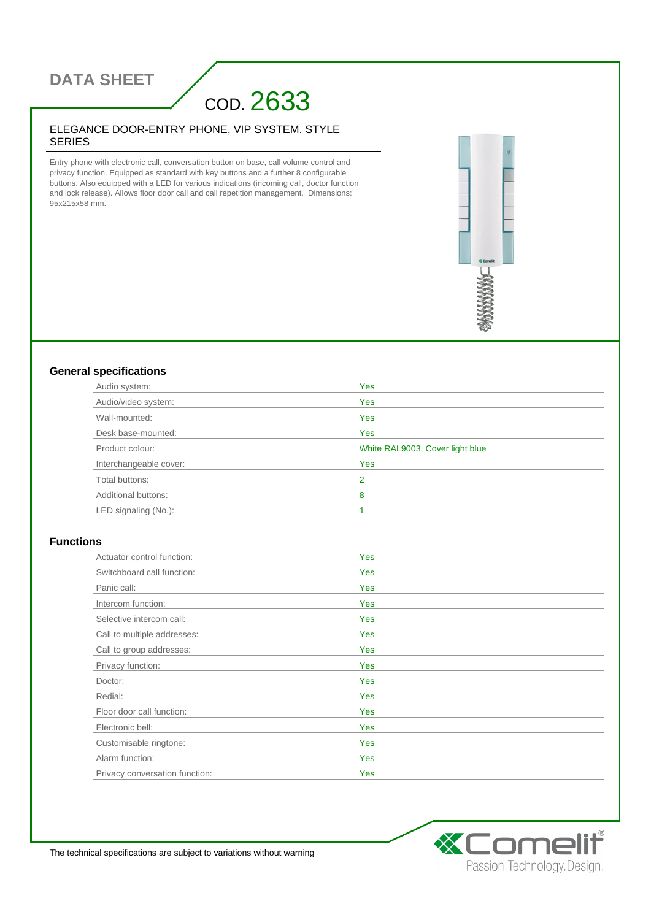# DATA SHEET

## COD. 2633

### ELEGANCE DOOR-ENTRY PHONE, VIP SYSTEM. STYLE SERIES

Entry phone with electronic call, conversation button on base, call volume control and privacy function. Equipped as standard with key buttons and a further 8 configurable buttons. Also equipped with a LED for various indications (incoming call, doctor function and lock release). Allows floor door call and call repetition management. Dimensions: 95x215x58 mm.

### General specifications

| | |
|---|---|
| Audio system: | Yes |
| Audio/video system: | Yes |
| Wall-mounted: | Yes |
| Desk base-mounted: | Yes |
| Product colour: | White RAL9003, Cover light blue |
| Interchangeable cover: | Yes |
| Total buttons: | 2 |
| Additional buttons: | 8 |
| LED signaling (No.): | 1 |

### Functions

| | |
|---|---|
| Actuator control function: | Yes |
| Switchboard call function: | Yes |
| Panic call: | Yes |
| Intercom function: | Yes |
| Selective intercom call: | Yes |
| Call to multiple addresses: | Yes |
| Call to group addresses: | Yes |
| Privacy function: | Yes |
| Doctor: | Yes |
| Redial: | Yes |
| Floor door call function: | Yes |
| Electronic bell: | Yes |
| Customisable ringtone: | Yes |
| Alarm function: | Yes |
| Privacy conversation function: | Yes |

The technical specifications are subject to variations without warning

Comelit® Passion.Technology.Design.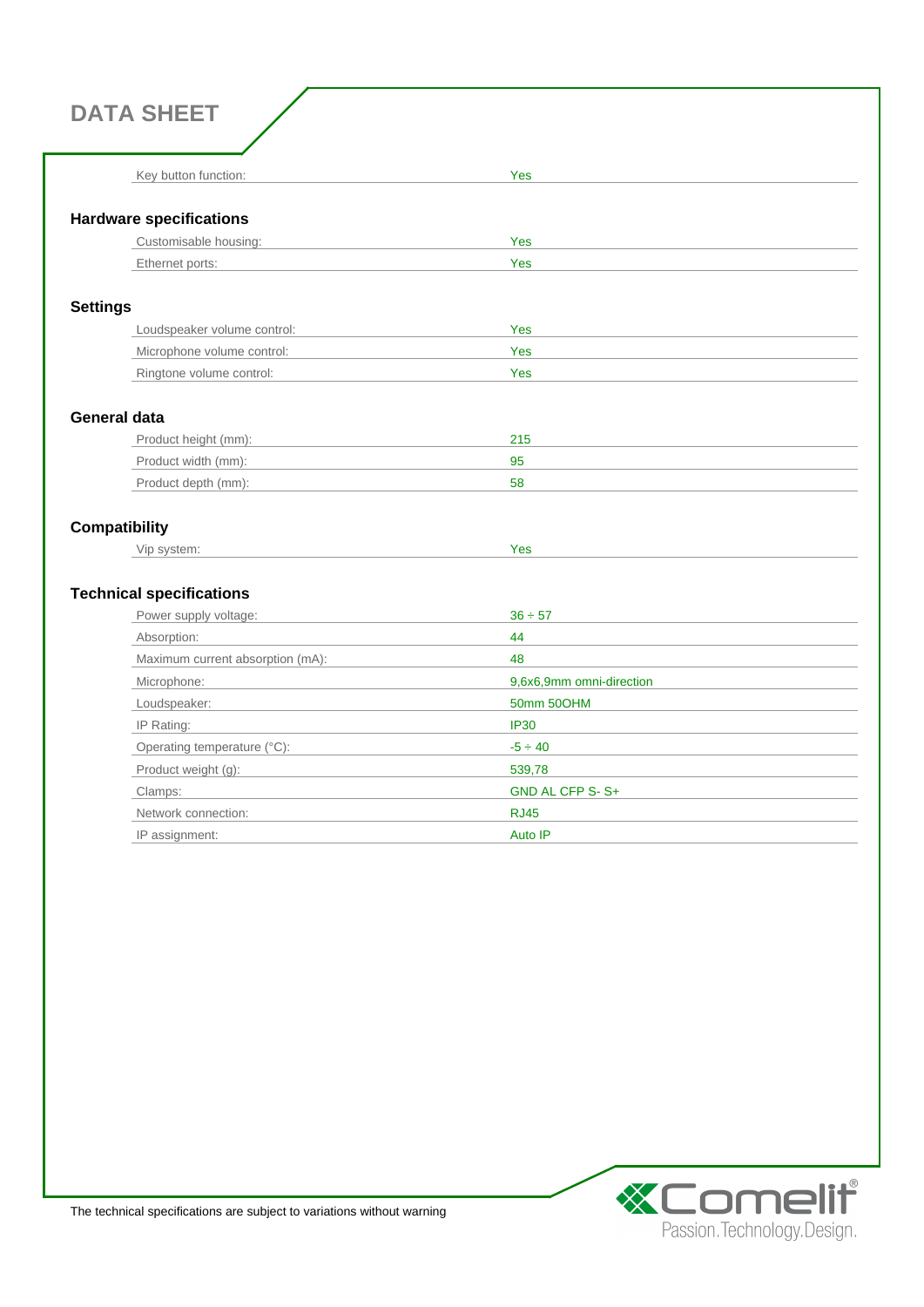# DATA SHEET

| | |
|---|---|
| Key button function: | Yes |

## Hardware specifications

| | |
|---|---|
| Customisable housing: | Yes |
| Ethernet ports: | Yes |

## Settings

| | |
|---|---|
| Loudspeaker volume control: | Yes |
| Microphone volume control: | Yes |
| Ringtone volume control: | Yes |

## General data

| | |
|---|---|
| Product height (mm): | 215 |
| Product width (mm): | 95 |
| Product depth (mm): | 58 |

## Compatibility

| | |
|---|---|
| Vip system: | Yes |

## Technical specifications

| | |
|---|---|
| Power supply voltage: | 36 ÷ 57 |
| Absorption: | 44 |
| Maximum current absorption (mA): | 48 |
| Microphone: | 9,6x6,9mm omni-direction |
| Loudspeaker: | 50mm 50OHM |
| IP Rating: | IP30 |
| Operating temperature (°C): | -5 ÷ 40 |
| Product weight (g): | 539,78 |
| Clamps: | GND AL CFP S- S+ |
| Network connection: | RJ45 |
| IP assignment: | Auto IP |

The technical specifications are subject to variations without warning

Comelit® Passion.Technology.Design.